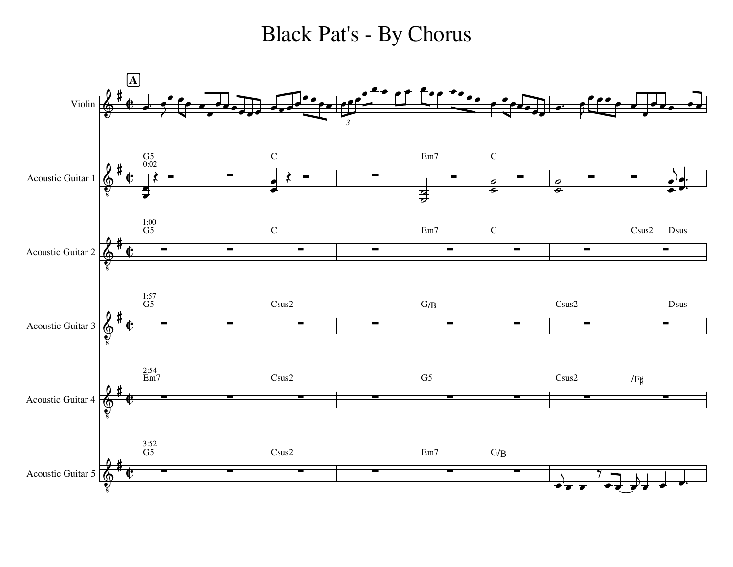# Black Pat's - By Chorus

**A**

Violin

Acoustic Guitar 1 — 0:02 — G5, C, Em7, C

Acoustic Guitar 2 — 1:00 — G5, C, Em7, C, Csus2, Dsus

Acoustic Guitar 3 — 1:57 — G5, Csus2, G/B, Csus2, Dsus

Acoustic Guitar 4 — 2:54 — Em7, Csus2, G5, Csus2, /F♯

Acoustic Guitar 5 — 3:52 — G5, Csus2, Em7, G/B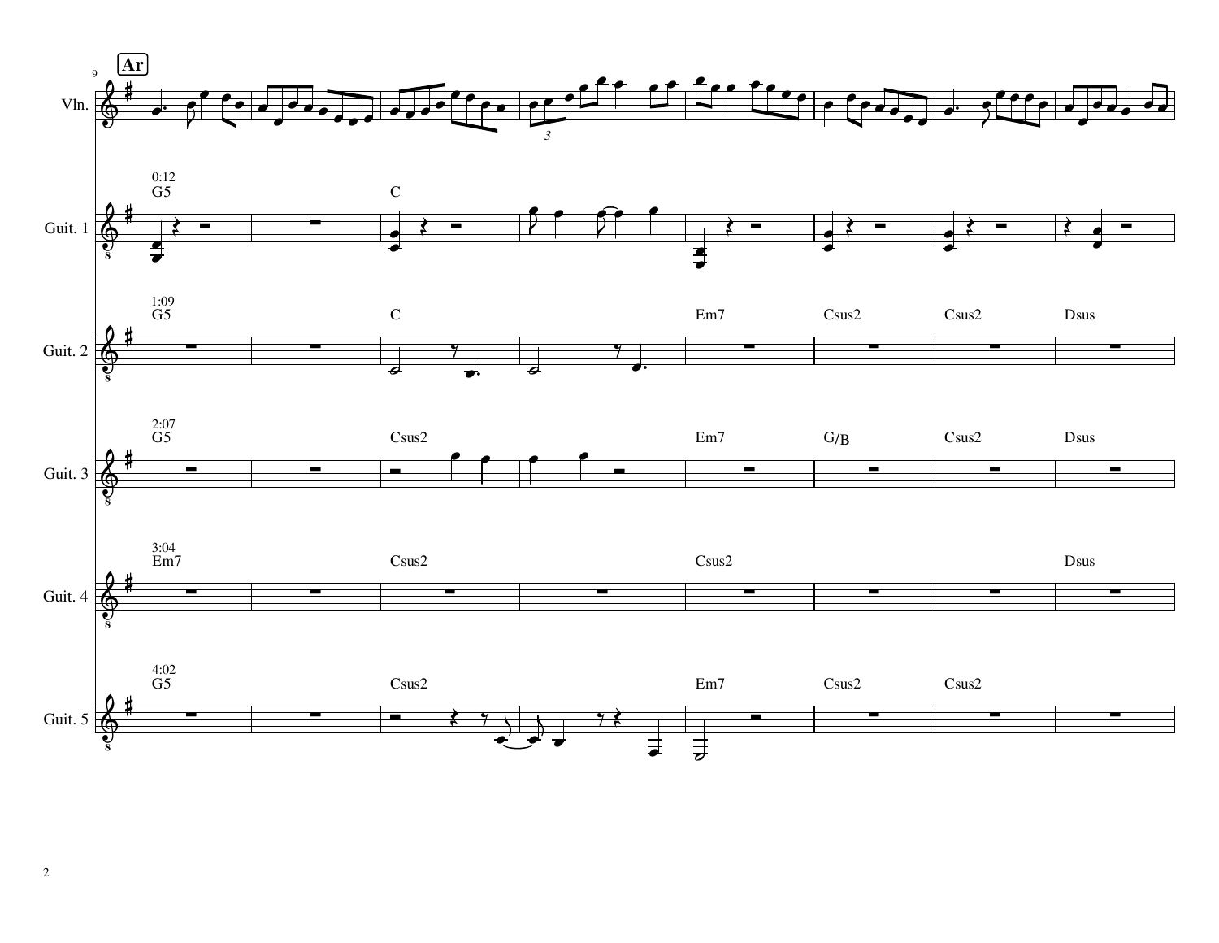**Ar**

Vln.

Guit. 1 — 0:12 — G5 | C

Guit. 2 — 1:09 — G5 | C | Em7 | Csus2 | Csus2 | Dsus

Guit. 3 — 2:07 — G5 | Csus2 | Em7 | G/B | Csus2 | Dsus

Guit. 4 — 3:04 — Em7 | Csus2 | Csus2 | Dsus

Guit. 5 — 4:02 — G5 | Csus2 | Em7 | Csus2 | Csus2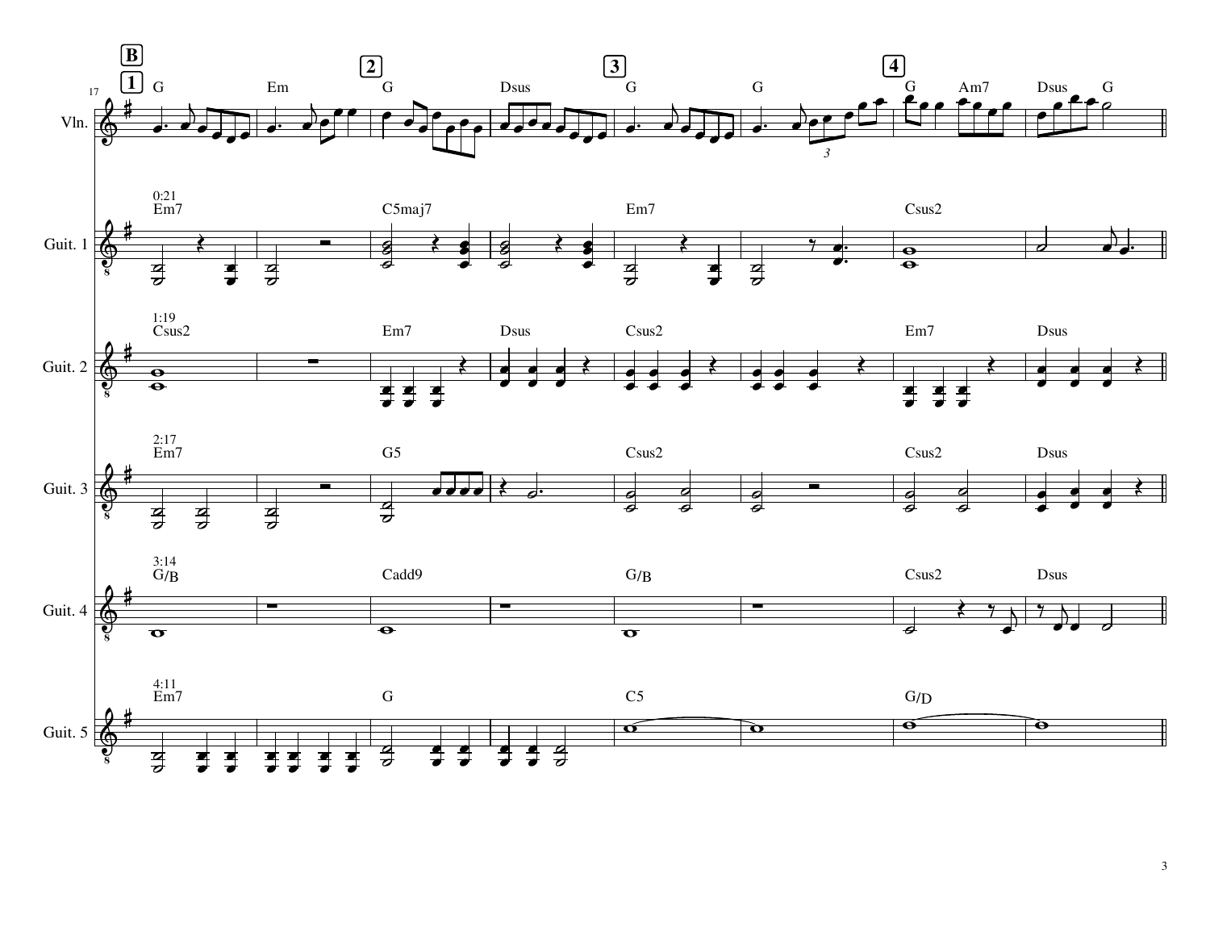**B**

**1** **2** **3** **4**

17

**Vln.** — G | Em | G | Dsus | G | G | G Am7 | Dsus G

**Guit. 1** — 0:21 — Em7 | | C5maj7 | | Em7 | | Csus2 |

**Guit. 2** — 1:19 — Csus2 | | Em7 | Dsus | Csus2 | | Em7 | Dsus

**Guit. 3** — 2:17 — Em7 | | G5 | | Csus2 | | Csus2 | Dsus

**Guit. 4** — 3:14 — G/B | | Cadd9 | | G/B | | Csus2 | Dsus

**Guit. 5** — 4:11 — Em7 | | G | | C5 | | G/D |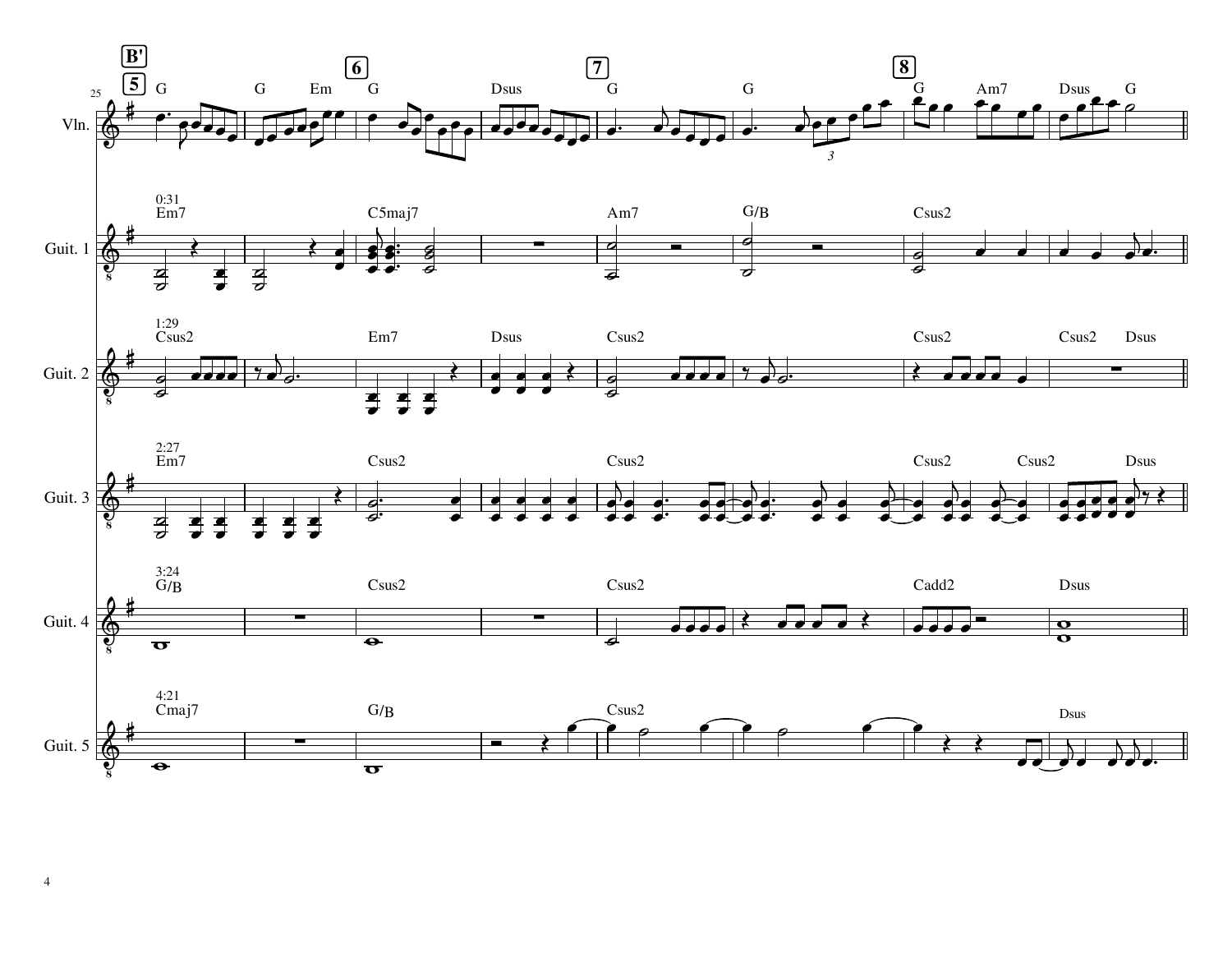B'

5 6 7 8

Vln.: G | G Em | G | Dsus | G | G | G Am7 | Dsus G

Guit. 1 (0:31): Em7 | | C5maj7 | | Am7 | G/B | Csus2 |

Guit. 2 (1:29): Csus2 | | Em7 | Dsus | Csus2 | | Csus2 | Csus2 Dsus

Guit. 3 (2:27): Em7 | | Csus2 | | Csus2 | | Csus2 Csus2 | Dsus

Guit. 4 (3:24): G/B | | Csus2 | | Csus2 | | Cadd2 | Dsus

Guit. 5 (4:21): Cmaj7 | | G/B | | Csus2 | | | Dsus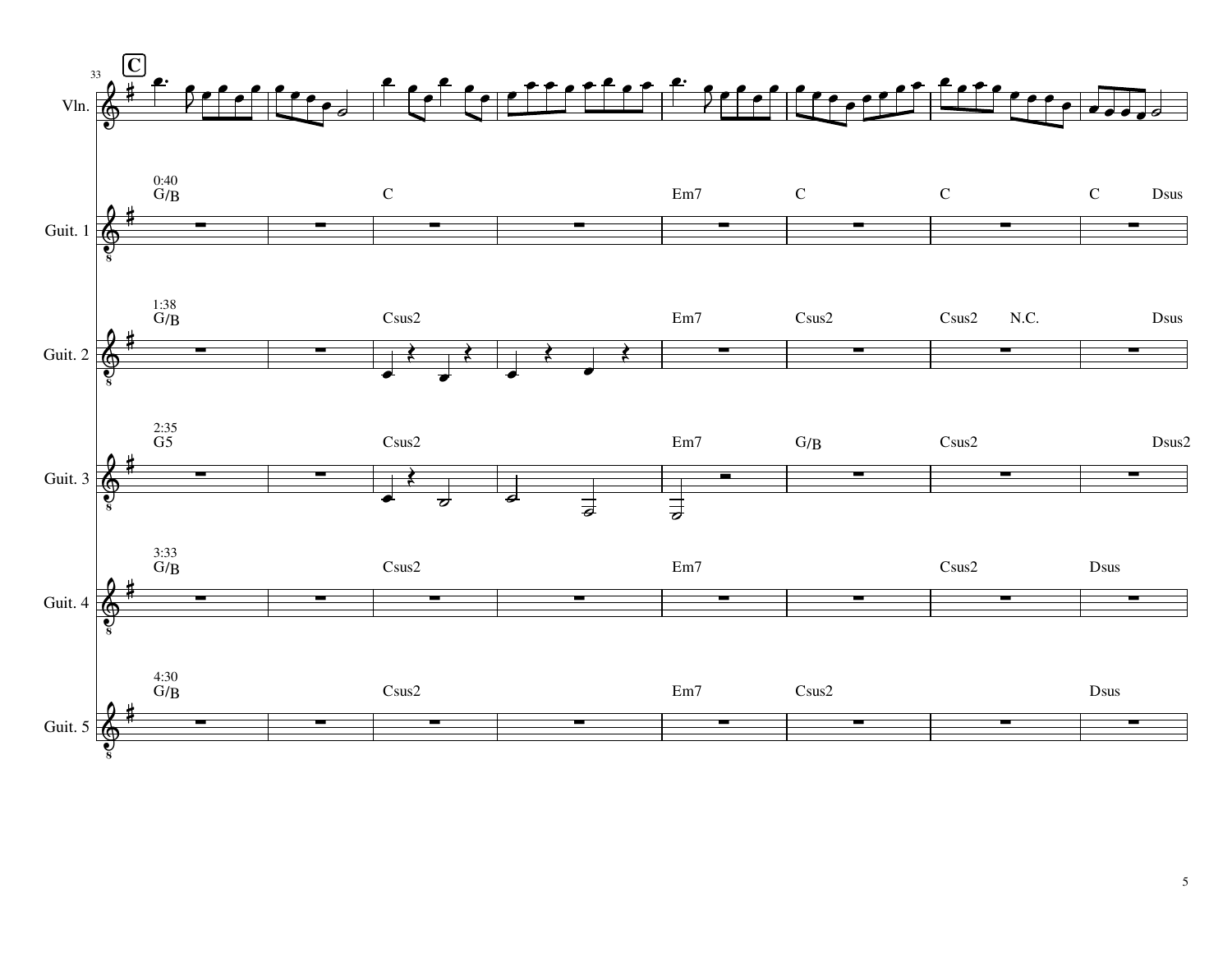**C**

33

Vln.

Guit. 1 — 0:40 — G/B | C | Em7 | C | C | C Dsus

Guit. 2 — 1:38 — G/B | Csus2 | Em7 | Csus2 | Csus2 N.C. | Dsus

Guit. 3 — 2:35 — G5 | Csus2 | Em7 | G/B | Csus2 | Dsus2

Guit. 4 — 3:33 — G/B | Csus2 | Em7 | Csus2 | Dsus

Guit. 5 — 4:30 — G/B | Csus2 | Em7 | Csus2 | Dsus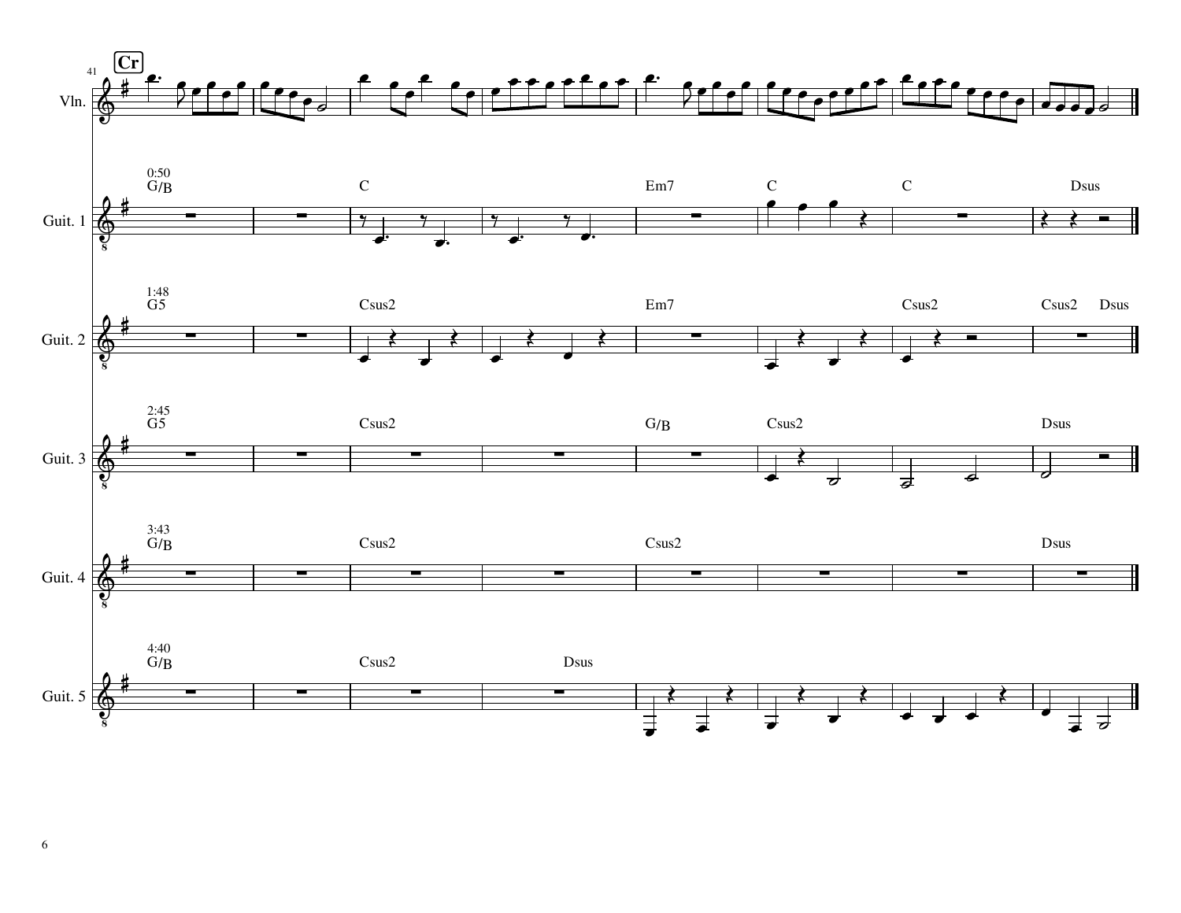Cr

Vln.

Guit. 1

0:50
G/B C Em7 C C Dsus

Guit. 2

1:48
G5 Csus2 Em7 Csus2 Csus2 Dsus

Guit. 3

2:45
G5 Csus2 G/B Csus2 Dsus

Guit. 4

3:43
G/B Csus2 Csus2 Dsus

Guit. 5

4:40
G/B Csus2 Dsus